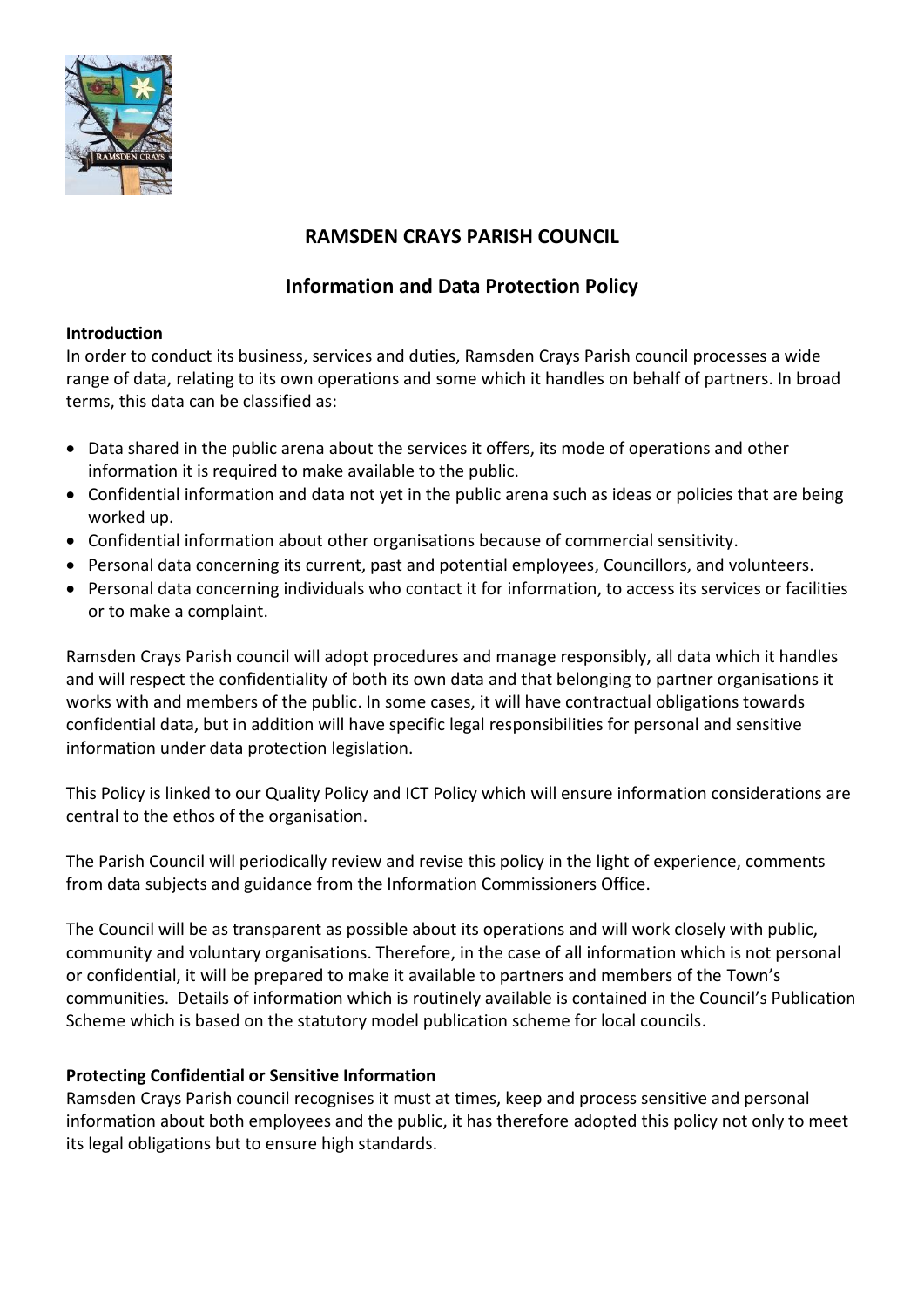# RAMSDEN CRAYS PARISH COUNCIL

## Information and Data Protection Policy

**Introduction**

In order to conduct its business, services and duties, Ramsden Crays Parish council processes a wide range of data, relating to its own operations and some which it handles on behalf of partners. In broad terms, this data can be classified as:

- Data shared in the public arena about the services it offers, its mode of operations and other information it is required to make available to the public.
- Confidential information and data not yet in the public arena such as ideas or policies that are being worked up.
- Confidential information about other organisations because of commercial sensitivity.
- Personal data concerning its current, past and potential employees, Councillors, and volunteers.
- Personal data concerning individuals who contact it for information, to access its services or facilities or to make a complaint.

Ramsden Crays Parish council will adopt procedures and manage responsibly, all data which it handles and will respect the confidentiality of both its own data and that belonging to partner organisations it works with and members of the public. In some cases, it will have contractual obligations towards confidential data, but in addition will have specific legal responsibilities for personal and sensitive information under data protection legislation.

This Policy is linked to our Quality Policy and ICT Policy which will ensure information considerations are central to the ethos of the organisation.

The Parish Council will periodically review and revise this policy in the light of experience, comments from data subjects and guidance from the Information Commissioners Office.

The Council will be as transparent as possible about its operations and will work closely with public, community and voluntary organisations. Therefore, in the case of all information which is not personal or confidential, it will be prepared to make it available to partners and members of the Town's communities. Details of information which is routinely available is contained in the Council's Publication Scheme which is based on the statutory model publication scheme for local councils.

**Protecting Confidential or Sensitive Information**

Ramsden Crays Parish council recognises it must at times, keep and process sensitive and personal information about both employees and the public, it has therefore adopted this policy not only to meet its legal obligations but to ensure high standards.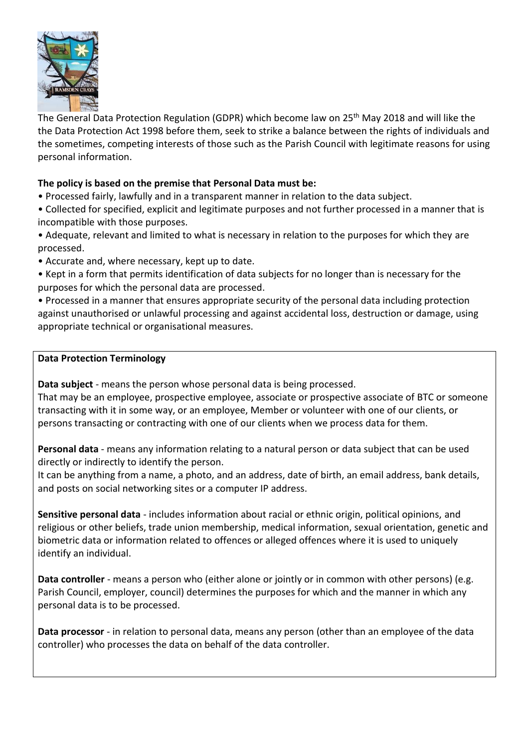The General Data Protection Regulation (GDPR) which become law on 25th May 2018 and will like the the Data Protection Act 1998 before them, seek to strike a balance between the rights of individuals and the sometimes, competing interests of those such as the Parish Council with legitimate reasons for using personal information.

**The policy is based on the premise that Personal Data must be:**

- Processed fairly, lawfully and in a transparent manner in relation to the data subject.
- Collected for specified, explicit and legitimate purposes and not further processed in a manner that is incompatible with those purposes.
- Adequate, relevant and limited to what is necessary in relation to the purposes for which they are processed.
- Accurate and, where necessary, kept up to date.
- Kept in a form that permits identification of data subjects for no longer than is necessary for the purposes for which the personal data are processed.
- Processed in a manner that ensures appropriate security of the personal data including protection against unauthorised or unlawful processing and against accidental loss, destruction or damage, using appropriate technical or organisational measures.

**Data Protection Terminology**

**Data subject** - means the person whose personal data is being processed.
That may be an employee, prospective employee, associate or prospective associate of BTC or someone transacting with it in some way, or an employee, Member or volunteer with one of our clients, or persons transacting or contracting with one of our clients when we process data for them.

**Personal data** - means any information relating to a natural person or data subject that can be used directly or indirectly to identify the person.
It can be anything from a name, a photo, and an address, date of birth, an email address, bank details, and posts on social networking sites or a computer IP address.

**Sensitive personal data** - includes information about racial or ethnic origin, political opinions, and religious or other beliefs, trade union membership, medical information, sexual orientation, genetic and biometric data or information related to offences or alleged offences where it is used to uniquely identify an individual.

**Data controller** - means a person who (either alone or jointly or in common with other persons) (e.g. Parish Council, employer, council) determines the purposes for which and the manner in which any personal data is to be processed.

**Data processor** - in relation to personal data, means any person (other than an employee of the data controller) who processes the data on behalf of the data controller.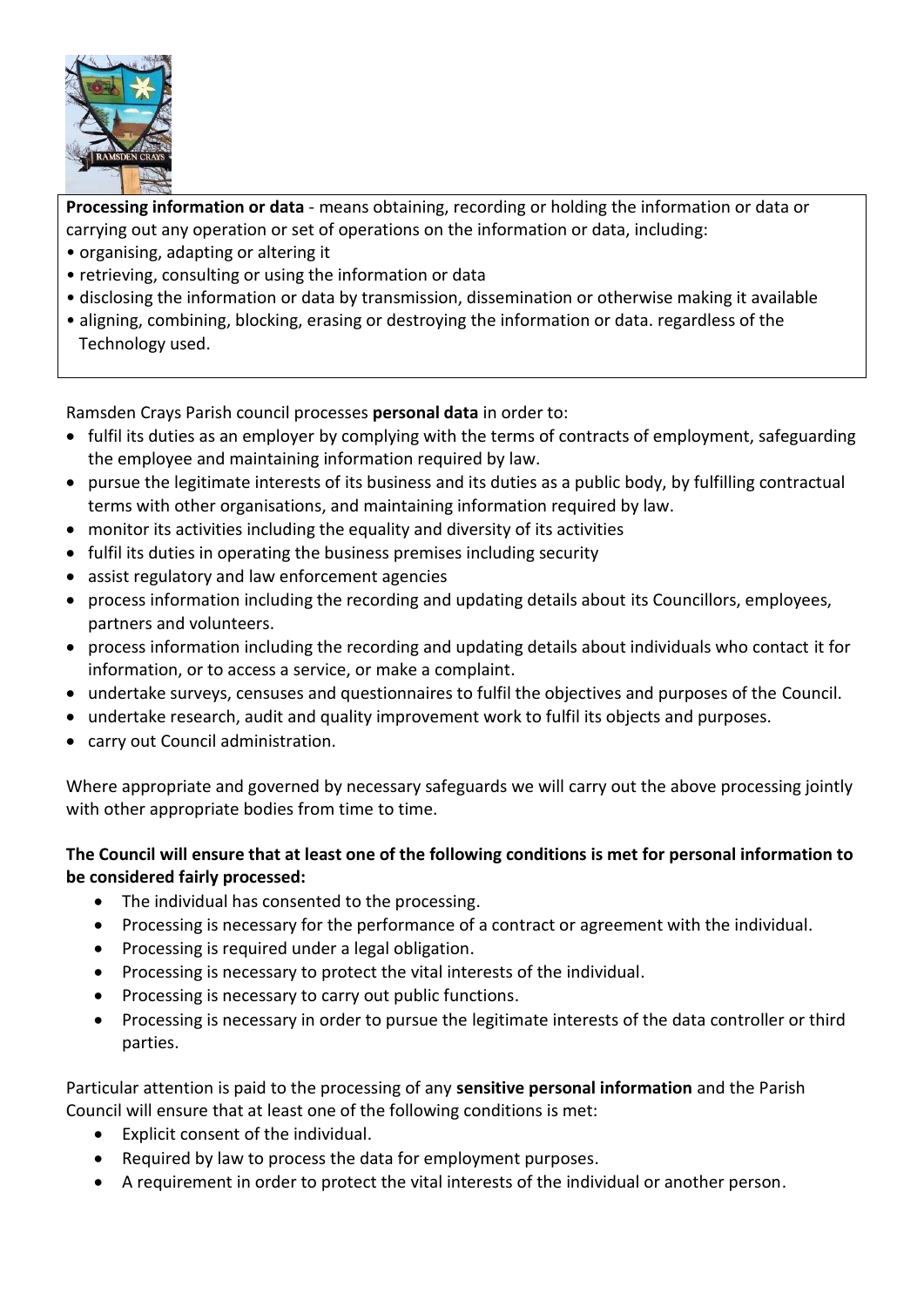**Processing information or data** - means obtaining, recording or holding the information or data or carrying out any operation or set of operations on the information or data, including:

- organising, adapting or altering it
- retrieving, consulting or using the information or data
- disclosing the information or data by transmission, dissemination or otherwise making it available
- aligning, combining, blocking, erasing or destroying the information or data. regardless of the Technology used.

Ramsden Crays Parish council processes **personal data** in order to:

- fulfil its duties as an employer by complying with the terms of contracts of employment, safeguarding the employee and maintaining information required by law.
- pursue the legitimate interests of its business and its duties as a public body, by fulfilling contractual terms with other organisations, and maintaining information required by law.
- monitor its activities including the equality and diversity of its activities
- fulfil its duties in operating the business premises including security
- assist regulatory and law enforcement agencies
- process information including the recording and updating details about its Councillors, employees, partners and volunteers.
- process information including the recording and updating details about individuals who contact it for information, or to access a service, or make a complaint.
- undertake surveys, censuses and questionnaires to fulfil the objectives and purposes of the Council.
- undertake research, audit and quality improvement work to fulfil its objects and purposes.
- carry out Council administration.

Where appropriate and governed by necessary safeguards we will carry out the above processing jointly with other appropriate bodies from time to time.

**The Council will ensure that at least one of the following conditions is met for personal information to be considered fairly processed:**

- The individual has consented to the processing.
- Processing is necessary for the performance of a contract or agreement with the individual.
- Processing is required under a legal obligation.
- Processing is necessary to protect the vital interests of the individual.
- Processing is necessary to carry out public functions.
- Processing is necessary in order to pursue the legitimate interests of the data controller or third parties.

Particular attention is paid to the processing of any **sensitive personal information** and the Parish Council will ensure that at least one of the following conditions is met:

- Explicit consent of the individual.
- Required by law to process the data for employment purposes.
- A requirement in order to protect the vital interests of the individual or another person.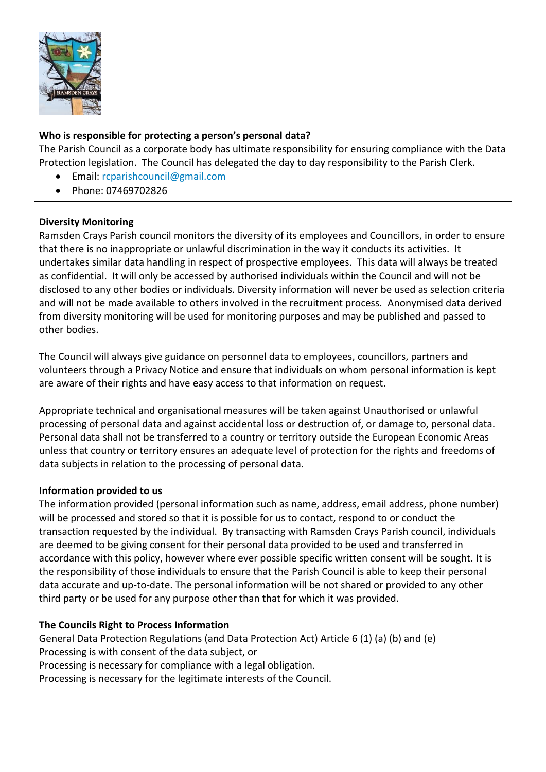**Who is responsible for protecting a person's personal data?**
The Parish Council as a corporate body has ultimate responsibility for ensuring compliance with the Data Protection legislation. The Council has delegated the day to day responsibility to the Parish Clerk.

- Email: rcparishcouncil@gmail.com
- Phone: 07469702826

**Diversity Monitoring**
Ramsden Crays Parish council monitors the diversity of its employees and Councillors, in order to ensure that there is no inappropriate or unlawful discrimination in the way it conducts its activities. It undertakes similar data handling in respect of prospective employees. This data will always be treated as confidential. It will only be accessed by authorised individuals within the Council and will not be disclosed to any other bodies or individuals. Diversity information will never be used as selection criteria and will not be made available to others involved in the recruitment process. Anonymised data derived from diversity monitoring will be used for monitoring purposes and may be published and passed to other bodies.

The Council will always give guidance on personnel data to employees, councillors, partners and volunteers through a Privacy Notice and ensure that individuals on whom personal information is kept are aware of their rights and have easy access to that information on request.

Appropriate technical and organisational measures will be taken against Unauthorised or unlawful processing of personal data and against accidental loss or destruction of, or damage to, personal data. Personal data shall not be transferred to a country or territory outside the European Economic Areas unless that country or territory ensures an adequate level of protection for the rights and freedoms of data subjects in relation to the processing of personal data.

**Information provided to us**
The information provided (personal information such as name, address, email address, phone number) will be processed and stored so that it is possible for us to contact, respond to or conduct the transaction requested by the individual. By transacting with Ramsden Crays Parish council, individuals are deemed to be giving consent for their personal data provided to be used and transferred in accordance with this policy, however where ever possible specific written consent will be sought. It is the responsibility of those individuals to ensure that the Parish Council is able to keep their personal data accurate and up-to-date. The personal information will be not shared or provided to any other third party or be used for any purpose other than that for which it was provided.

**The Councils Right to Process Information**
General Data Protection Regulations (and Data Protection Act) Article 6 (1) (a) (b) and (e)
Processing is with consent of the data subject, or
Processing is necessary for compliance with a legal obligation.
Processing is necessary for the legitimate interests of the Council.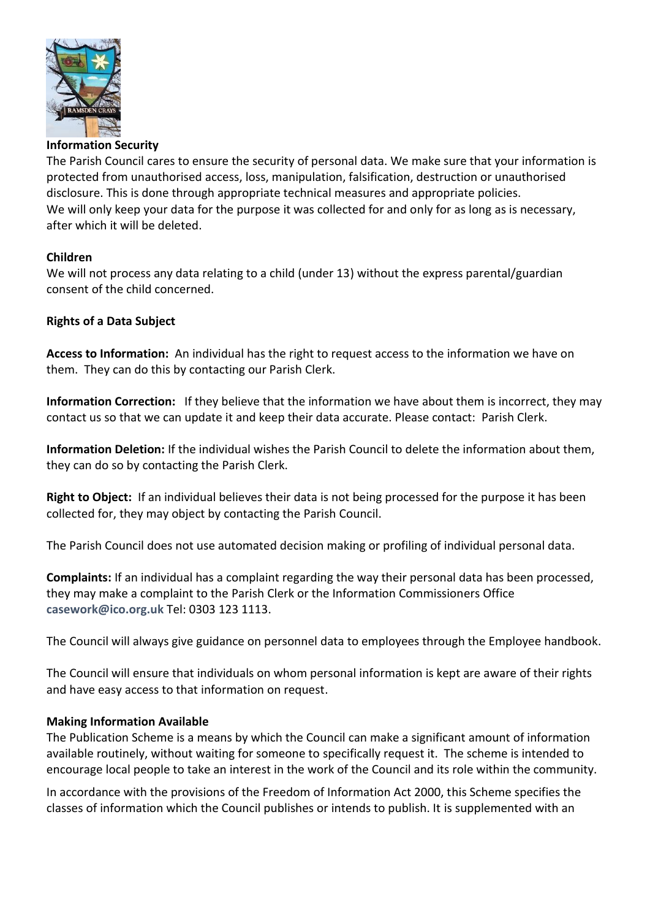**Information Security**

The Parish Council cares to ensure the security of personal data. We make sure that your information is protected from unauthorised access, loss, manipulation, falsification, destruction or unauthorised disclosure. This is done through appropriate technical measures and appropriate policies.
We will only keep your data for the purpose it was collected for and only for as long as is necessary, after which it will be deleted.

**Children**

We will not process any data relating to a child (under 13) without the express parental/guardian consent of the child concerned.

**Rights of a Data Subject**

**Access to Information:** An individual has the right to request access to the information we have on them. They can do this by contacting our Parish Clerk.

**Information Correction:** If they believe that the information we have about them is incorrect, they may contact us so that we can update it and keep their data accurate. Please contact: Parish Clerk.

**Information Deletion:** If the individual wishes the Parish Council to delete the information about them, they can do so by contacting the Parish Clerk.

**Right to Object:** If an individual believes their data is not being processed for the purpose it has been collected for, they may object by contacting the Parish Council.

The Parish Council does not use automated decision making or profiling of individual personal data.

**Complaints:** If an individual has a complaint regarding the way their personal data has been processed, they may make a complaint to the Parish Clerk or the Information Commissioners Office **casework@ico.org.uk** Tel: 0303 123 1113.

The Council will always give guidance on personnel data to employees through the Employee handbook.

The Council will ensure that individuals on whom personal information is kept are aware of their rights and have easy access to that information on request.

**Making Information Available**

The Publication Scheme is a means by which the Council can make a significant amount of information available routinely, without waiting for someone to specifically request it. The scheme is intended to encourage local people to take an interest in the work of the Council and its role within the community.

In accordance with the provisions of the Freedom of Information Act 2000, this Scheme specifies the classes of information which the Council publishes or intends to publish. It is supplemented with an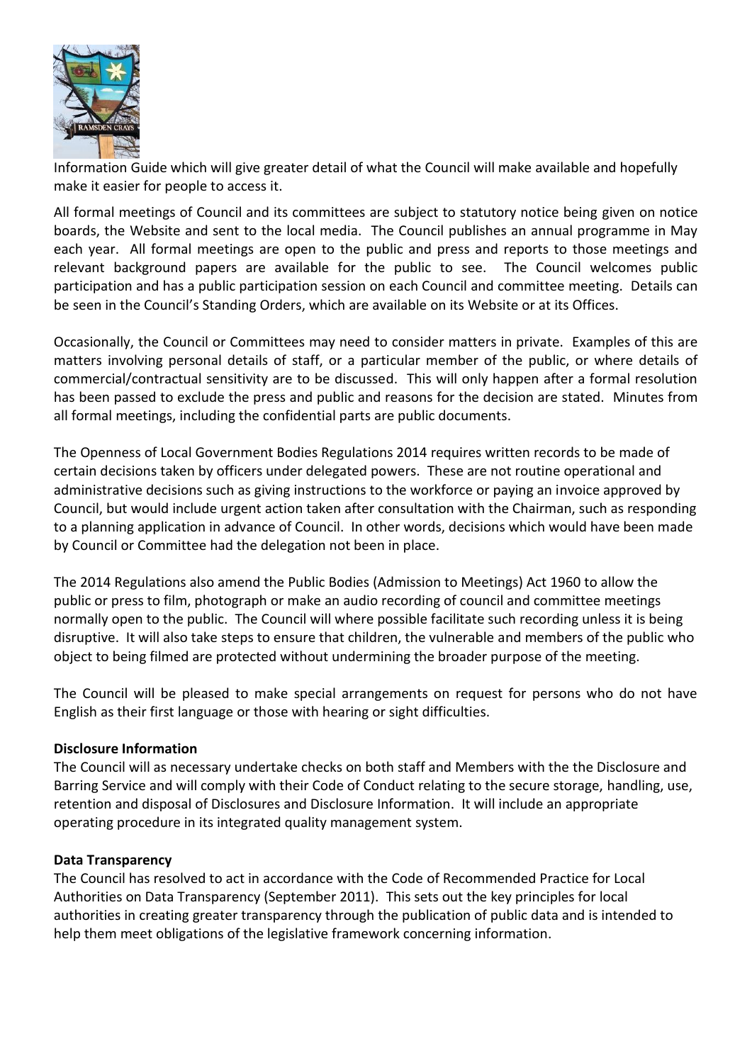Information Guide which will give greater detail of what the Council will make available and hopefully make it easier for people to access it.

All formal meetings of Council and its committees are subject to statutory notice being given on notice boards, the Website and sent to the local media. The Council publishes an annual programme in May each year. All formal meetings are open to the public and press and reports to those meetings and relevant background papers are available for the public to see. The Council welcomes public participation and has a public participation session on each Council and committee meeting. Details can be seen in the Council's Standing Orders, which are available on its Website or at its Offices.

Occasionally, the Council or Committees may need to consider matters in private. Examples of this are matters involving personal details of staff, or a particular member of the public, or where details of commercial/contractual sensitivity are to be discussed. This will only happen after a formal resolution has been passed to exclude the press and public and reasons for the decision are stated. Minutes from all formal meetings, including the confidential parts are public documents.

The Openness of Local Government Bodies Regulations 2014 requires written records to be made of certain decisions taken by officers under delegated powers. These are not routine operational and administrative decisions such as giving instructions to the workforce or paying an invoice approved by Council, but would include urgent action taken after consultation with the Chairman, such as responding to a planning application in advance of Council. In other words, decisions which would have been made by Council or Committee had the delegation not been in place.

The 2014 Regulations also amend the Public Bodies (Admission to Meetings) Act 1960 to allow the public or press to film, photograph or make an audio recording of council and committee meetings normally open to the public. The Council will where possible facilitate such recording unless it is being disruptive. It will also take steps to ensure that children, the vulnerable and members of the public who object to being filmed are protected without undermining the broader purpose of the meeting.

The Council will be pleased to make special arrangements on request for persons who do not have English as their first language or those with hearing or sight difficulties.

**Disclosure Information**

The Council will as necessary undertake checks on both staff and Members with the the Disclosure and Barring Service and will comply with their Code of Conduct relating to the secure storage, handling, use, retention and disposal of Disclosures and Disclosure Information. It will include an appropriate operating procedure in its integrated quality management system.

**Data Transparency**

The Council has resolved to act in accordance with the Code of Recommended Practice for Local Authorities on Data Transparency (September 2011). This sets out the key principles for local authorities in creating greater transparency through the publication of public data and is intended to help them meet obligations of the legislative framework concerning information.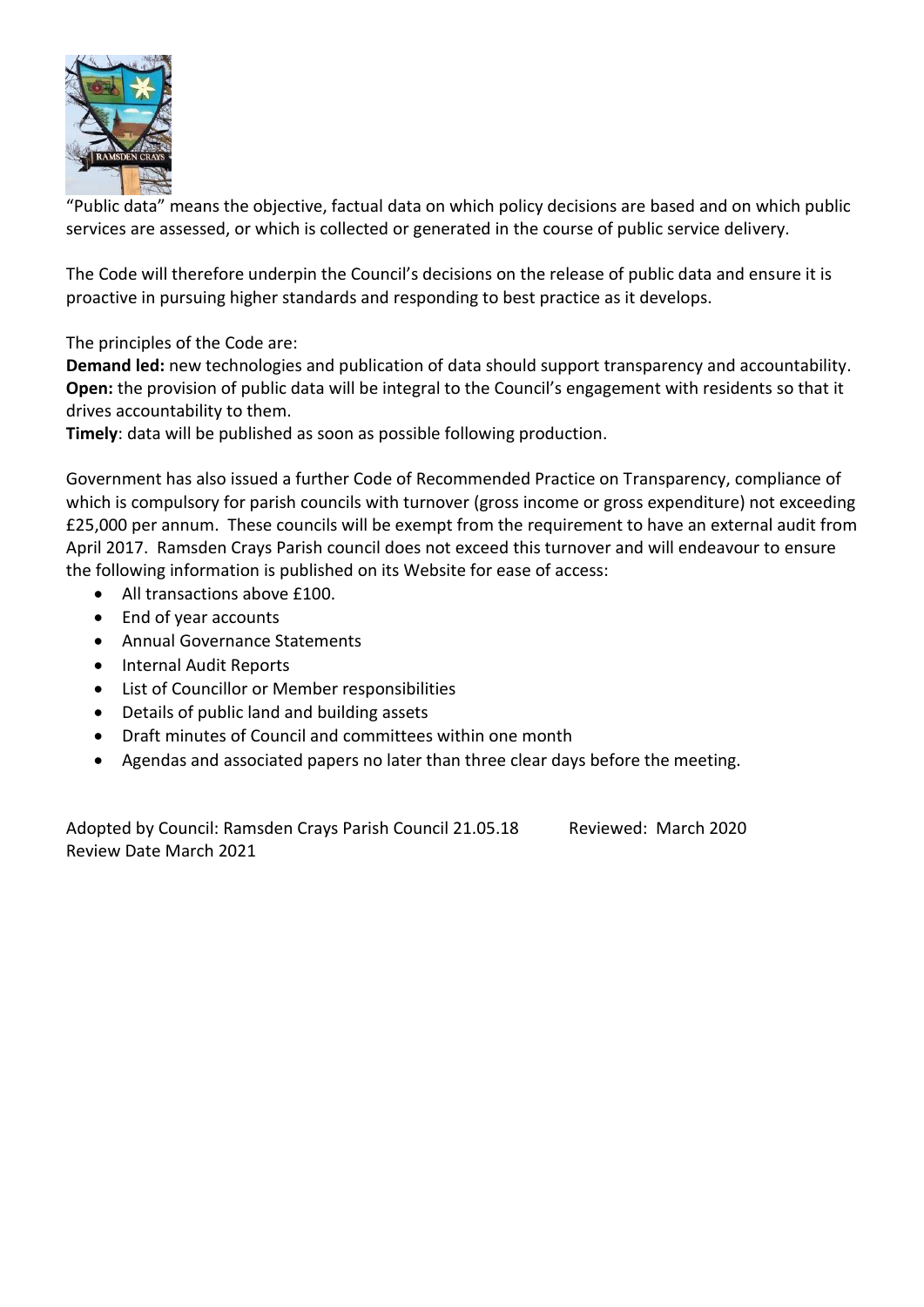"Public data" means the objective, factual data on which policy decisions are based and on which public services are assessed, or which is collected or generated in the course of public service delivery.

The Code will therefore underpin the Council's decisions on the release of public data and ensure it is proactive in pursuing higher standards and responding to best practice as it develops.

The principles of the Code are:
**Demand led:** new technologies and publication of data should support transparency and accountability.
**Open:** the provision of public data will be integral to the Council's engagement with residents so that it drives accountability to them.
**Timely**: data will be published as soon as possible following production.

Government has also issued a further Code of Recommended Practice on Transparency, compliance of which is compulsory for parish councils with turnover (gross income or gross expenditure) not exceeding £25,000 per annum. These councils will be exempt from the requirement to have an external audit from April 2017. Ramsden Crays Parish council does not exceed this turnover and will endeavour to ensure the following information is published on its Website for ease of access:

- All transactions above £100.
- End of year accounts
- Annual Governance Statements
- Internal Audit Reports
- List of Councillor or Member responsibilities
- Details of public land and building assets
- Draft minutes of Council and committees within one month
- Agendas and associated papers no later than three clear days before the meeting.

Adopted by Council: Ramsden Crays Parish Council 21.05.18 Reviewed: March 2020
Review Date March 2021